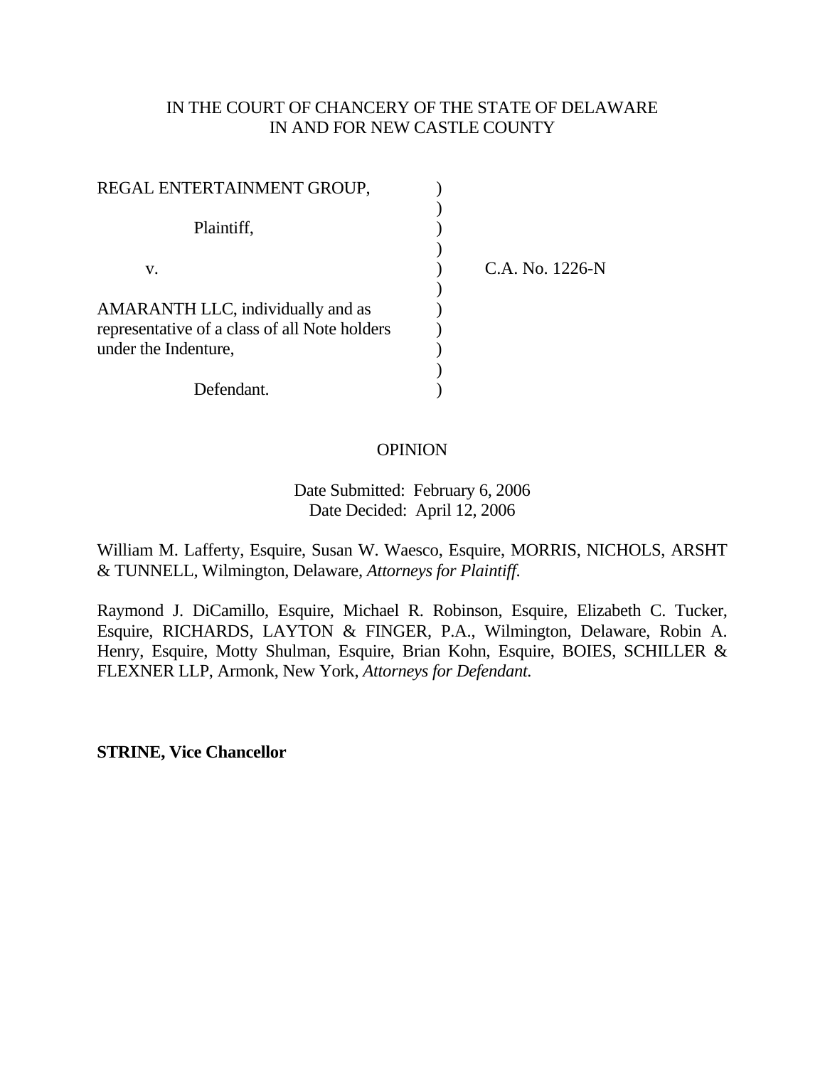IN THE COURT OF CHANCERY OF THE STATE OF DELAWARE
IN AND FOR NEW CASTLE COUNTY

| | | |
|---|---|---|
| REGAL ENTERTAINMENT GROUP, | ) | |
| | ) | |
| Plaintiff, | ) | |
| | ) | |
| v. | ) | C.A. No. 1226-N |
| | ) | |
| AMARANTH LLC, individually and as representative of a class of all Note holders under the Indenture, | ) | |
| | ) | |
| Defendant. | ) | |

OPINION

Date Submitted: February 6, 2006
Date Decided: April 12, 2006

William M. Lafferty, Esquire, Susan W. Waesco, Esquire, MORRIS, NICHOLS, ARSHT & TUNNELL, Wilmington, Delaware, *Attorneys for Plaintiff.*

Raymond J. DiCamillo, Esquire, Michael R. Robinson, Esquire, Elizabeth C. Tucker, Esquire, RICHARDS, LAYTON & FINGER, P.A., Wilmington, Delaware, Robin A. Henry, Esquire, Motty Shulman, Esquire, Brian Kohn, Esquire, BOIES, SCHILLER & FLEXNER LLP, Armonk, New York, *Attorneys for Defendant.*

**STRINE, Vice Chancellor**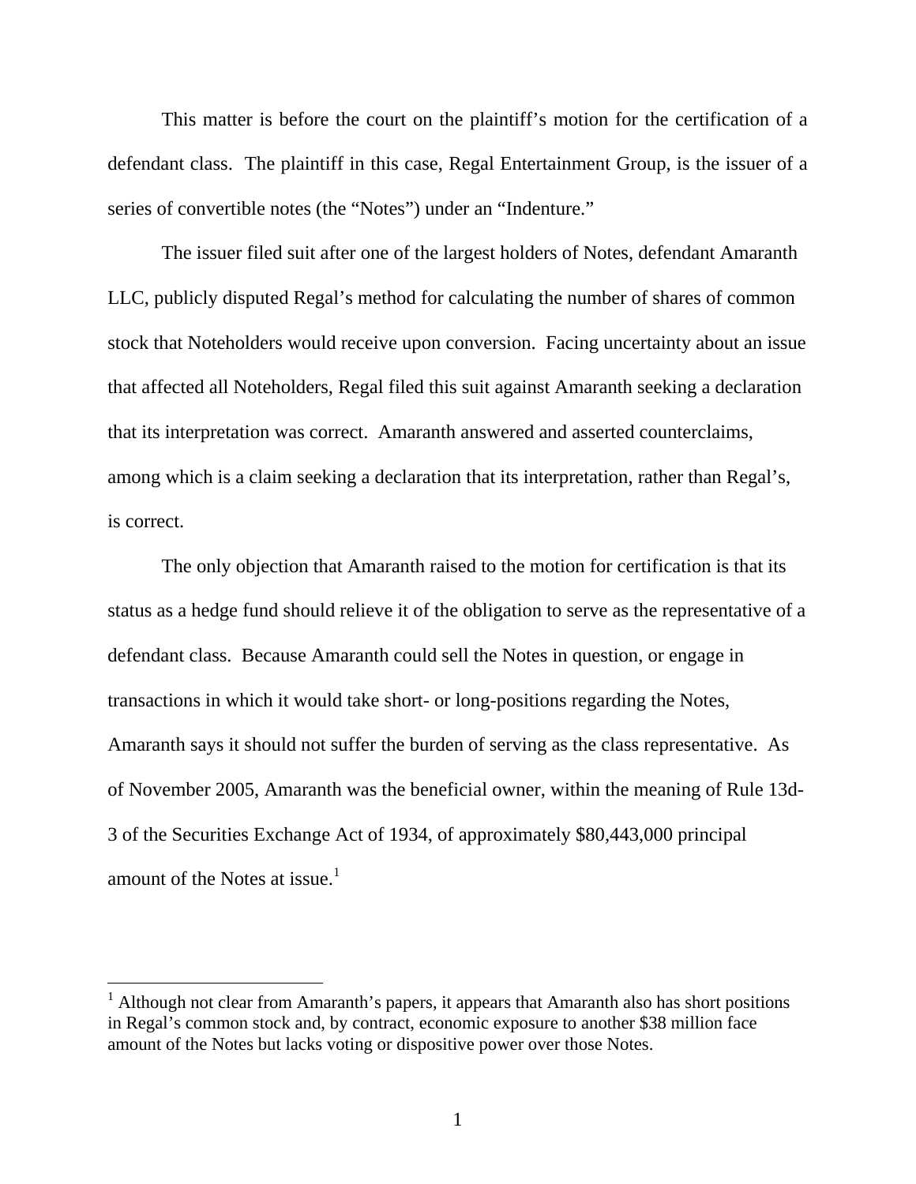This matter is before the court on the plaintiff's motion for the certification of a defendant class. The plaintiff in this case, Regal Entertainment Group, is the issuer of a series of convertible notes (the "Notes") under an "Indenture."

The issuer filed suit after one of the largest holders of Notes, defendant Amaranth LLC, publicly disputed Regal's method for calculating the number of shares of common stock that Noteholders would receive upon conversion. Facing uncertainty about an issue that affected all Noteholders, Regal filed this suit against Amaranth seeking a declaration that its interpretation was correct. Amaranth answered and asserted counterclaims, among which is a claim seeking a declaration that its interpretation, rather than Regal's, is correct.

The only objection that Amaranth raised to the motion for certification is that its status as a hedge fund should relieve it of the obligation to serve as the representative of a defendant class. Because Amaranth could sell the Notes in question, or engage in transactions in which it would take short- or long-positions regarding the Notes, Amaranth says it should not suffer the burden of serving as the class representative. As of November 2005, Amaranth was the beneficial owner, within the meaning of Rule 13d-3 of the Securities Exchange Act of 1934, of approximately $80,443,000 principal amount of the Notes at issue.[1]

[1] Although not clear from Amaranth's papers, it appears that Amaranth also has short positions in Regal's common stock and, by contract, economic exposure to another $38 million face amount of the Notes but lacks voting or dispositive power over those Notes.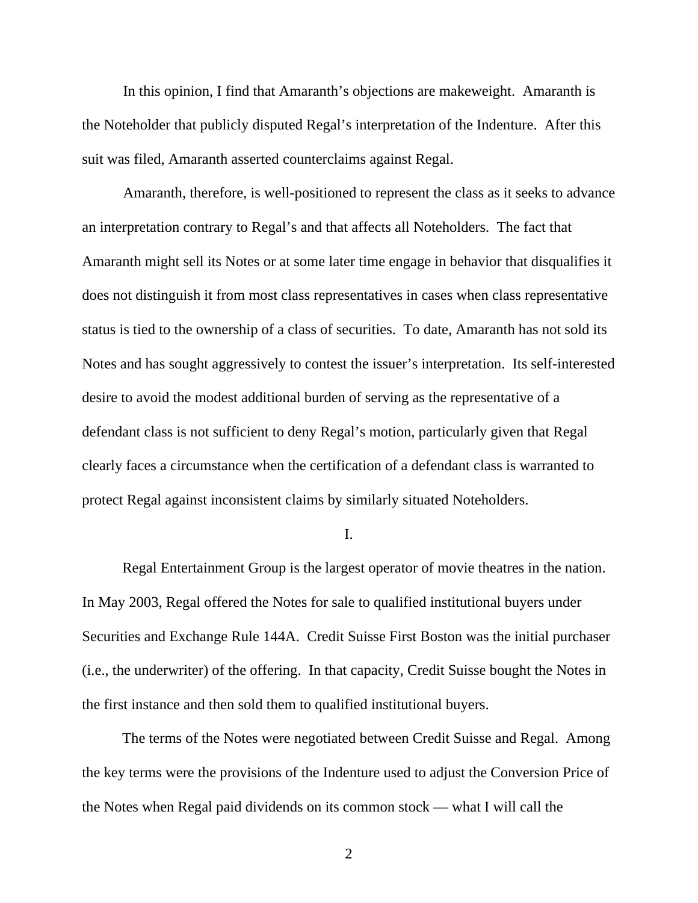In this opinion, I find that Amaranth's objections are makeweight. Amaranth is the Noteholder that publicly disputed Regal's interpretation of the Indenture. After this suit was filed, Amaranth asserted counterclaims against Regal.

Amaranth, therefore, is well-positioned to represent the class as it seeks to advance an interpretation contrary to Regal's and that affects all Noteholders. The fact that Amaranth might sell its Notes or at some later time engage in behavior that disqualifies it does not distinguish it from most class representatives in cases when class representative status is tied to the ownership of a class of securities. To date, Amaranth has not sold its Notes and has sought aggressively to contest the issuer's interpretation. Its self-interested desire to avoid the modest additional burden of serving as the representative of a defendant class is not sufficient to deny Regal's motion, particularly given that Regal clearly faces a circumstance when the certification of a defendant class is warranted to protect Regal against inconsistent claims by similarly situated Noteholders.

## I.

Regal Entertainment Group is the largest operator of movie theatres in the nation. In May 2003, Regal offered the Notes for sale to qualified institutional buyers under Securities and Exchange Rule 144A. Credit Suisse First Boston was the initial purchaser (i.e., the underwriter) of the offering. In that capacity, Credit Suisse bought the Notes in the first instance and then sold them to qualified institutional buyers.

The terms of the Notes were negotiated between Credit Suisse and Regal. Among the key terms were the provisions of the Indenture used to adjust the Conversion Price of the Notes when Regal paid dividends on its common stock — what I will call the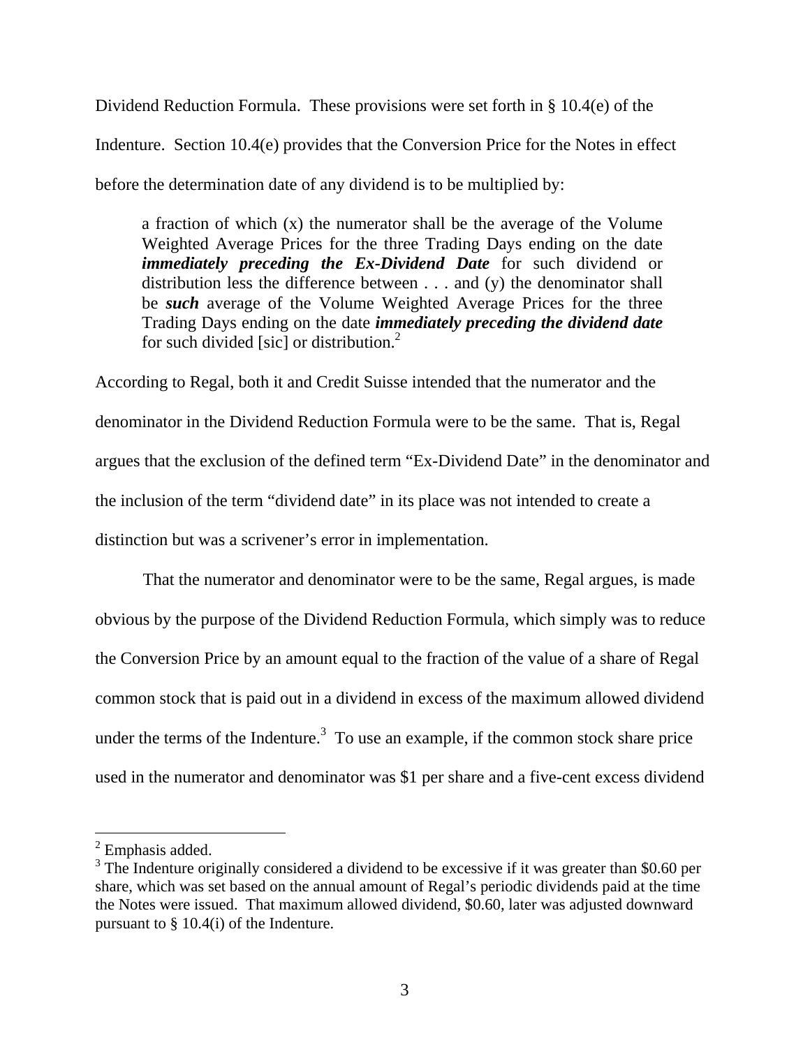Dividend Reduction Formula. These provisions were set forth in § 10.4(e) of the Indenture. Section 10.4(e) provides that the Conversion Price for the Notes in effect before the determination date of any dividend is to be multiplied by:

> a fraction of which (x) the numerator shall be the average of the Volume Weighted Average Prices for the three Trading Days ending on the date ***immediately preceding the Ex-Dividend Date*** for such dividend or distribution less the difference between . . . and (y) the denominator shall be ***such*** average of the Volume Weighted Average Prices for the three Trading Days ending on the date ***immediately preceding the dividend date*** for such divided [sic] or distribution.[2]

According to Regal, both it and Credit Suisse intended that the numerator and the denominator in the Dividend Reduction Formula were to be the same. That is, Regal argues that the exclusion of the defined term "Ex-Dividend Date" in the denominator and the inclusion of the term "dividend date" in its place was not intended to create a distinction but was a scrivener's error in implementation.

That the numerator and denominator were to be the same, Regal argues, is made obvious by the purpose of the Dividend Reduction Formula, which simply was to reduce the Conversion Price by an amount equal to the fraction of the value of a share of Regal common stock that is paid out in a dividend in excess of the maximum allowed dividend under the terms of the Indenture.[3] To use an example, if the common stock share price used in the numerator and denominator was $1 per share and a five-cent excess dividend

---

[2] Emphasis added.

[3] The Indenture originally considered a dividend to be excessive if it was greater than $0.60 per share, which was set based on the annual amount of Regal's periodic dividends paid at the time the Notes were issued. That maximum allowed dividend, $0.60, later was adjusted downward pursuant to § 10.4(i) of the Indenture.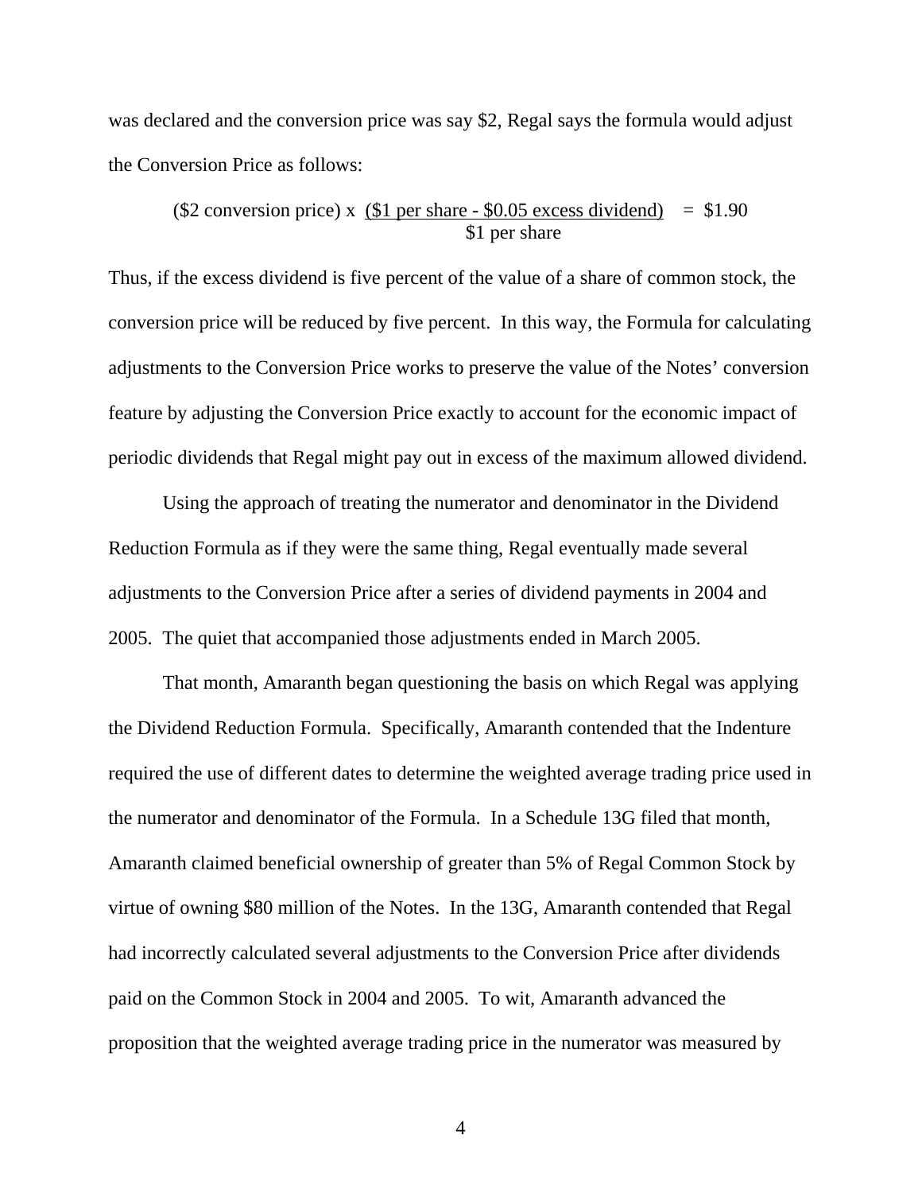was declared and the conversion price was say \$2, Regal says the formula would adjust the Conversion Price as follows:

$$(\$2 \text{ conversion price}) \times \frac{(\$1 \text{ per share} - \$0.05 \text{ excess dividend})}{\$1 \text{ per share}} = \$1.90$$

Thus, if the excess dividend is five percent of the value of a share of common stock, the conversion price will be reduced by five percent. In this way, the Formula for calculating adjustments to the Conversion Price works to preserve the value of the Notes' conversion feature by adjusting the Conversion Price exactly to account for the economic impact of periodic dividends that Regal might pay out in excess of the maximum allowed dividend.

Using the approach of treating the numerator and denominator in the Dividend Reduction Formula as if they were the same thing, Regal eventually made several adjustments to the Conversion Price after a series of dividend payments in 2004 and 2005. The quiet that accompanied those adjustments ended in March 2005.

That month, Amaranth began questioning the basis on which Regal was applying the Dividend Reduction Formula. Specifically, Amaranth contended that the Indenture required the use of different dates to determine the weighted average trading price used in the numerator and denominator of the Formula. In a Schedule 13G filed that month, Amaranth claimed beneficial ownership of greater than 5% of Regal Common Stock by virtue of owning \$80 million of the Notes. In the 13G, Amaranth contended that Regal had incorrectly calculated several adjustments to the Conversion Price after dividends paid on the Common Stock in 2004 and 2005. To wit, Amaranth advanced the proposition that the weighted average trading price in the numerator was measured by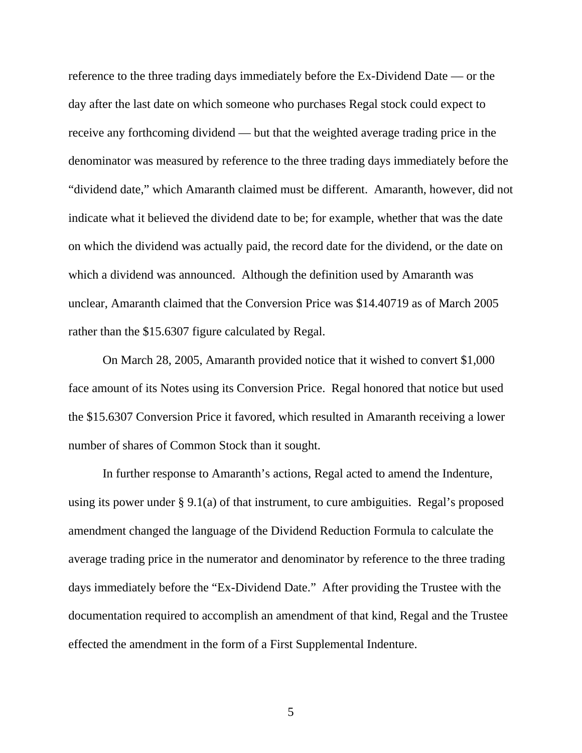reference to the three trading days immediately before the Ex-Dividend Date — or the day after the last date on which someone who purchases Regal stock could expect to receive any forthcoming dividend — but that the weighted average trading price in the denominator was measured by reference to the three trading days immediately before the "dividend date," which Amaranth claimed must be different. Amaranth, however, did not indicate what it believed the dividend date to be; for example, whether that was the date on which the dividend was actually paid, the record date for the dividend, or the date on which a dividend was announced. Although the definition used by Amaranth was unclear, Amaranth claimed that the Conversion Price was $14.40719 as of March 2005 rather than the $15.6307 figure calculated by Regal.

On March 28, 2005, Amaranth provided notice that it wished to convert $1,000 face amount of its Notes using its Conversion Price. Regal honored that notice but used the $15.6307 Conversion Price it favored, which resulted in Amaranth receiving a lower number of shares of Common Stock than it sought.

In further response to Amaranth's actions, Regal acted to amend the Indenture, using its power under § 9.1(a) of that instrument, to cure ambiguities. Regal's proposed amendment changed the language of the Dividend Reduction Formula to calculate the average trading price in the numerator and denominator by reference to the three trading days immediately before the "Ex-Dividend Date." After providing the Trustee with the documentation required to accomplish an amendment of that kind, Regal and the Trustee effected the amendment in the form of a First Supplemental Indenture.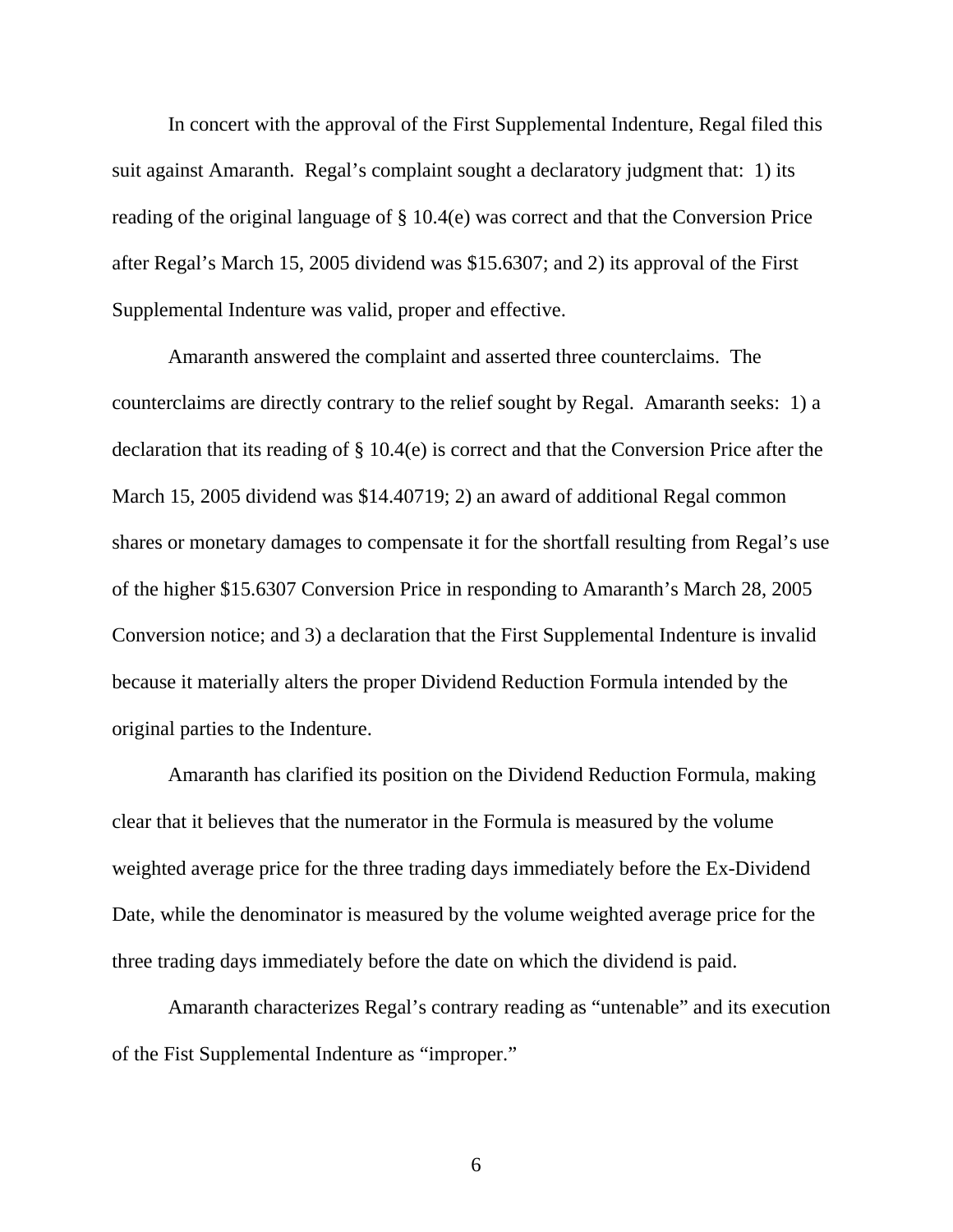In concert with the approval of the First Supplemental Indenture, Regal filed this suit against Amaranth. Regal's complaint sought a declaratory judgment that: 1) its reading of the original language of § 10.4(e) was correct and that the Conversion Price after Regal's March 15, 2005 dividend was $15.6307; and 2) its approval of the First Supplemental Indenture was valid, proper and effective.

Amaranth answered the complaint and asserted three counterclaims. The counterclaims are directly contrary to the relief sought by Regal. Amaranth seeks: 1) a declaration that its reading of § 10.4(e) is correct and that the Conversion Price after the March 15, 2005 dividend was $14.40719; 2) an award of additional Regal common shares or monetary damages to compensate it for the shortfall resulting from Regal's use of the higher $15.6307 Conversion Price in responding to Amaranth's March 28, 2005 Conversion notice; and 3) a declaration that the First Supplemental Indenture is invalid because it materially alters the proper Dividend Reduction Formula intended by the original parties to the Indenture.

Amaranth has clarified its position on the Dividend Reduction Formula, making clear that it believes that the numerator in the Formula is measured by the volume weighted average price for the three trading days immediately before the Ex-Dividend Date, while the denominator is measured by the volume weighted average price for the three trading days immediately before the date on which the dividend is paid.

Amaranth characterizes Regal's contrary reading as "untenable" and its execution of the Fist Supplemental Indenture as "improper."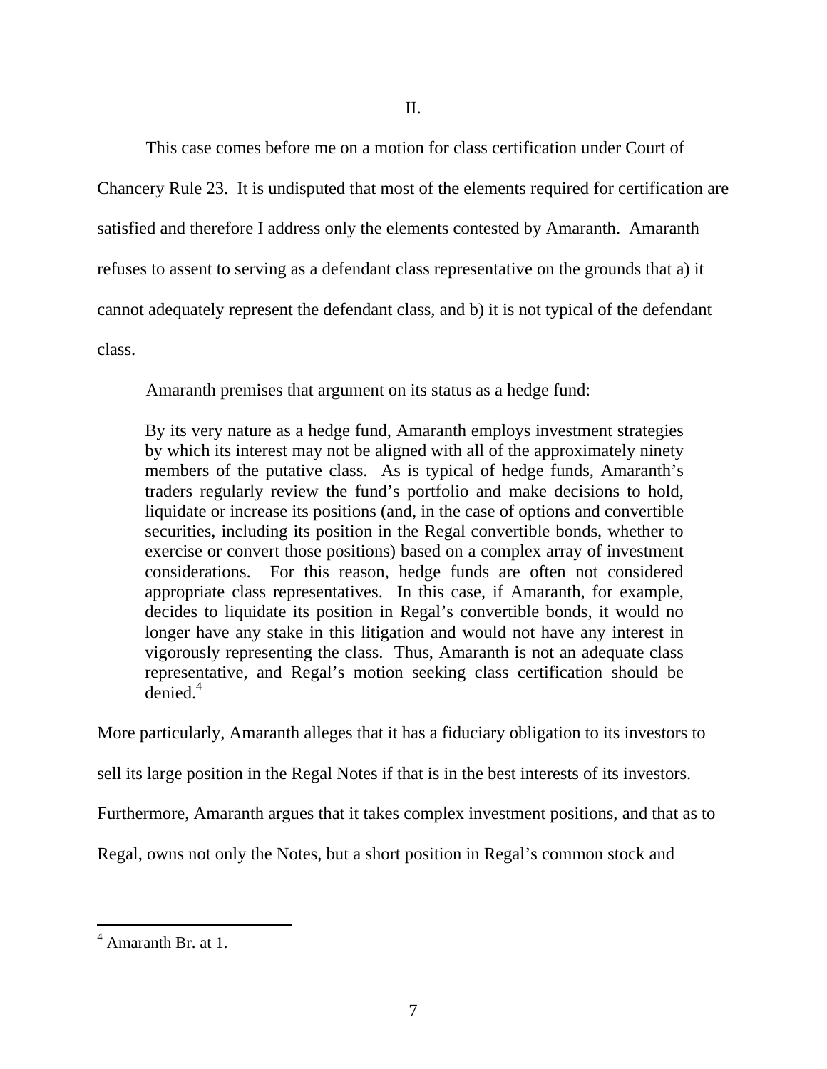II.

This case comes before me on a motion for class certification under Court of Chancery Rule 23. It is undisputed that most of the elements required for certification are satisfied and therefore I address only the elements contested by Amaranth. Amaranth refuses to assent to serving as a defendant class representative on the grounds that a) it cannot adequately represent the defendant class, and b) it is not typical of the defendant class.

Amaranth premises that argument on its status as a hedge fund:

> By its very nature as a hedge fund, Amaranth employs investment strategies by which its interest may not be aligned with all of the approximately ninety members of the putative class. As is typical of hedge funds, Amaranth's traders regularly review the fund's portfolio and make decisions to hold, liquidate or increase its positions (and, in the case of options and convertible securities, including its position in the Regal convertible bonds, whether to exercise or convert those positions) based on a complex array of investment considerations. For this reason, hedge funds are often not considered appropriate class representatives. In this case, if Amaranth, for example, decides to liquidate its position in Regal's convertible bonds, it would no longer have any stake in this litigation and would not have any interest in vigorously representing the class. Thus, Amaranth is not an adequate class representative, and Regal's motion seeking class certification should be denied.[4]

More particularly, Amaranth alleges that it has a fiduciary obligation to its investors to sell its large position in the Regal Notes if that is in the best interests of its investors. Furthermore, Amaranth argues that it takes complex investment positions, and that as to Regal, owns not only the Notes, but a short position in Regal's common stock and

---

[4] Amaranth Br. at 1.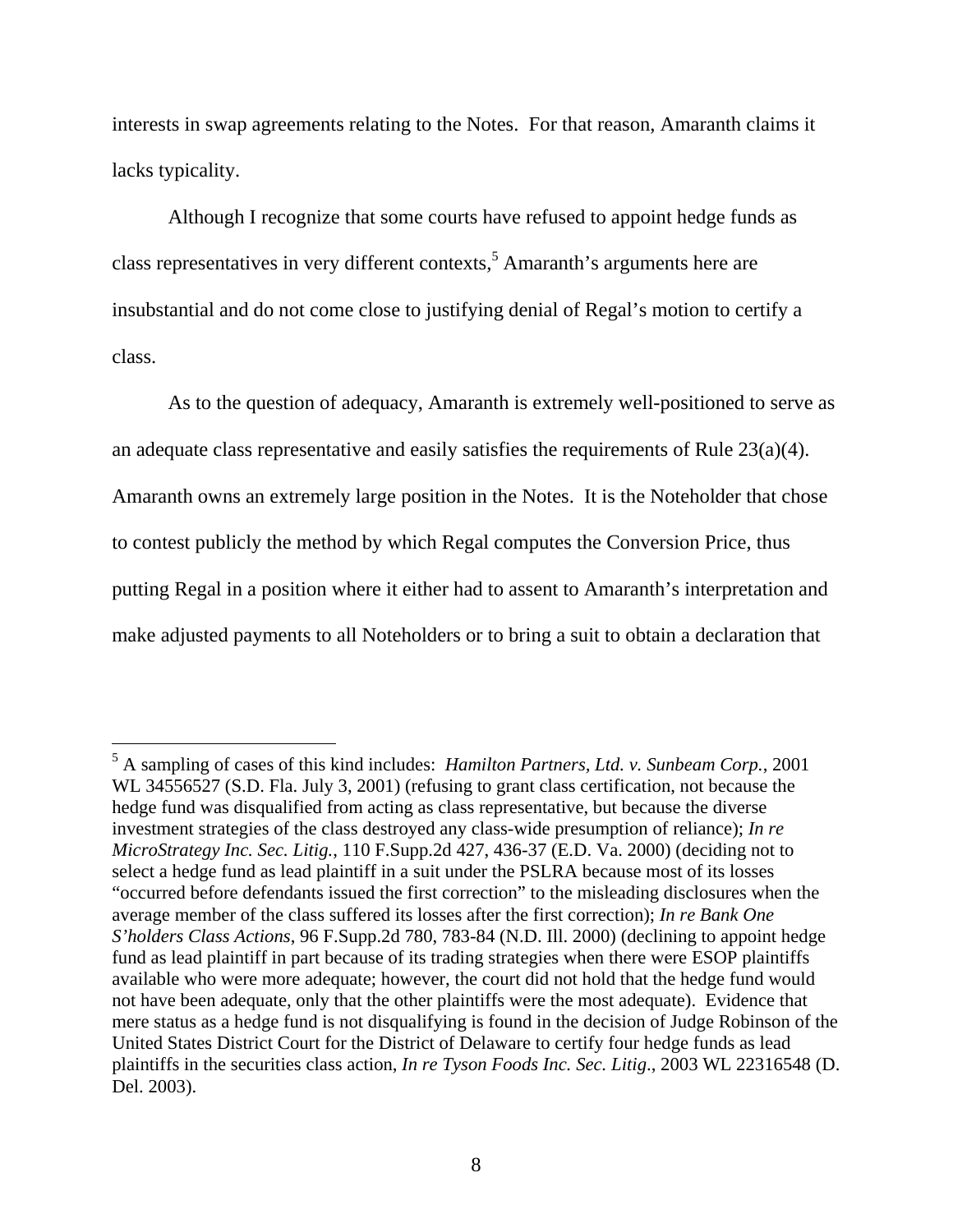interests in swap agreements relating to the Notes. For that reason, Amaranth claims it lacks typicality.

Although I recognize that some courts have refused to appoint hedge funds as class representatives in very different contexts,[5] Amaranth's arguments here are insubstantial and do not come close to justifying denial of Regal's motion to certify a class.

As to the question of adequacy, Amaranth is extremely well-positioned to serve as an adequate class representative and easily satisfies the requirements of Rule 23(a)(4). Amaranth owns an extremely large position in the Notes. It is the Noteholder that chose to contest publicly the method by which Regal computes the Conversion Price, thus putting Regal in a position where it either had to assent to Amaranth's interpretation and make adjusted payments to all Noteholders or to bring a suit to obtain a declaration that

---

[5] A sampling of cases of this kind includes: *Hamilton Partners, Ltd. v. Sunbeam Corp.*, 2001 WL 34556527 (S.D. Fla. July 3, 2001) (refusing to grant class certification, not because the hedge fund was disqualified from acting as class representative, but because the diverse investment strategies of the class destroyed any class-wide presumption of reliance); *In re MicroStrategy Inc. Sec. Litig.*, 110 F.Supp.2d 427, 436-37 (E.D. Va. 2000) (deciding not to select a hedge fund as lead plaintiff in a suit under the PSLRA because most of its losses "occurred before defendants issued the first correction" to the misleading disclosures when the average member of the class suffered its losses after the first correction); *In re Bank One S'holders Class Actions*, 96 F.Supp.2d 780, 783-84 (N.D. Ill. 2000) (declining to appoint hedge fund as lead plaintiff in part because of its trading strategies when there were ESOP plaintiffs available who were more adequate; however, the court did not hold that the hedge fund would not have been adequate, only that the other plaintiffs were the most adequate). Evidence that mere status as a hedge fund is not disqualifying is found in the decision of Judge Robinson of the United States District Court for the District of Delaware to certify four hedge funds as lead plaintiffs in the securities class action, *In re Tyson Foods Inc. Sec. Litig.*, 2003 WL 22316548 (D. Del. 2003).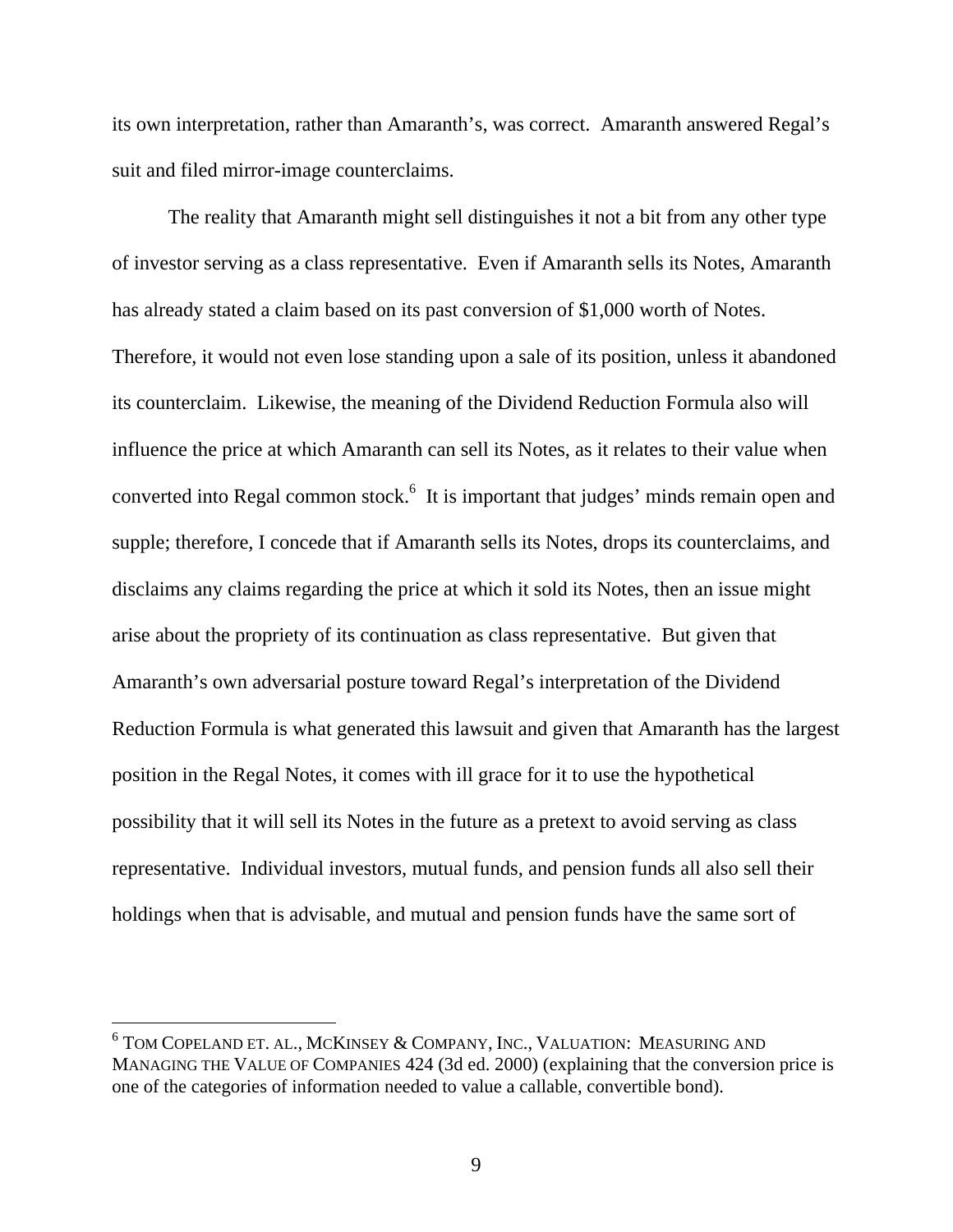its own interpretation, rather than Amaranth's, was correct. Amaranth answered Regal's suit and filed mirror-image counterclaims.

The reality that Amaranth might sell distinguishes it not a bit from any other type of investor serving as a class representative. Even if Amaranth sells its Notes, Amaranth has already stated a claim based on its past conversion of $1,000 worth of Notes. Therefore, it would not even lose standing upon a sale of its position, unless it abandoned its counterclaim. Likewise, the meaning of the Dividend Reduction Formula also will influence the price at which Amaranth can sell its Notes, as it relates to their value when converted into Regal common stock.[6] It is important that judges' minds remain open and supple; therefore, I concede that if Amaranth sells its Notes, drops its counterclaims, and disclaims any claims regarding the price at which it sold its Notes, then an issue might arise about the propriety of its continuation as class representative. But given that Amaranth's own adversarial posture toward Regal's interpretation of the Dividend Reduction Formula is what generated this lawsuit and given that Amaranth has the largest position in the Regal Notes, it comes with ill grace for it to use the hypothetical possibility that it will sell its Notes in the future as a pretext to avoid serving as class representative. Individual investors, mutual funds, and pension funds all also sell their holdings when that is advisable, and mutual and pension funds have the same sort of

---

[6] TOM COPELAND ET. AL., MCKINSEY & COMPANY, INC., VALUATION: MEASURING AND MANAGING THE VALUE OF COMPANIES 424 (3d ed. 2000) (explaining that the conversion price is one of the categories of information needed to value a callable, convertible bond).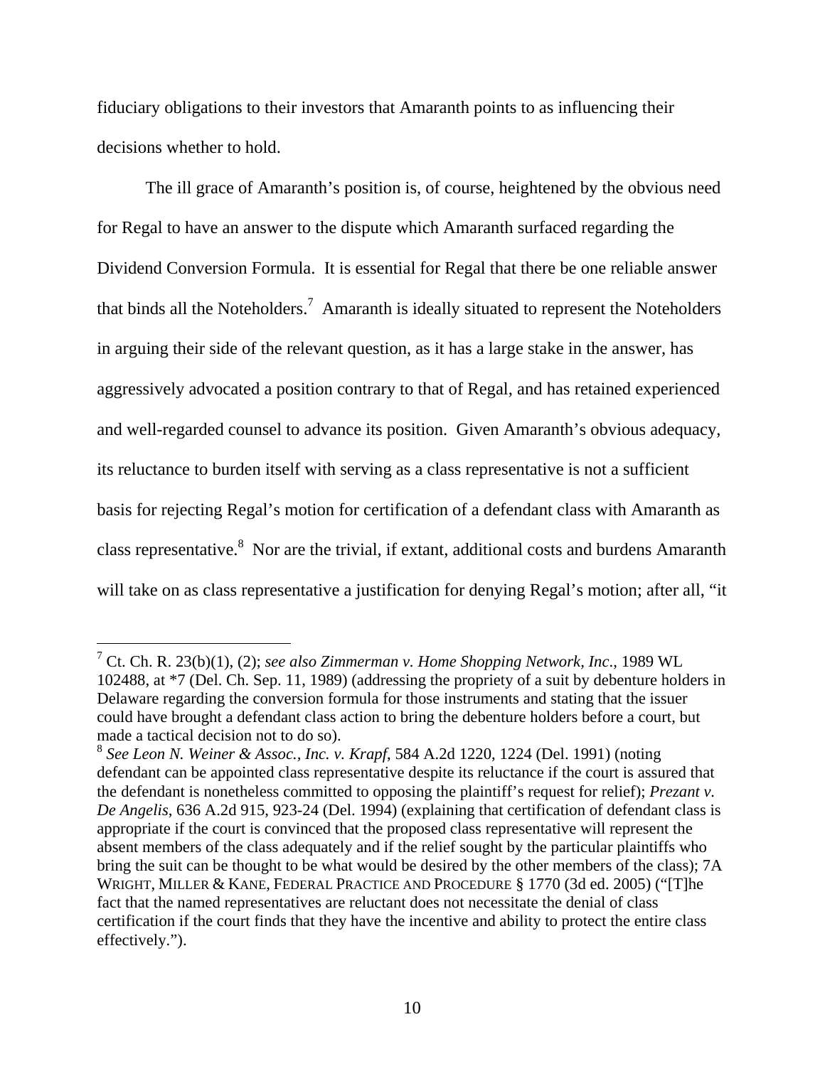fiduciary obligations to their investors that Amaranth points to as influencing their decisions whether to hold.

The ill grace of Amaranth's position is, of course, heightened by the obvious need for Regal to have an answer to the dispute which Amaranth surfaced regarding the Dividend Conversion Formula. It is essential for Regal that there be one reliable answer that binds all the Noteholders.[7] Amaranth is ideally situated to represent the Noteholders in arguing their side of the relevant question, as it has a large stake in the answer, has aggressively advocated a position contrary to that of Regal, and has retained experienced and well-regarded counsel to advance its position. Given Amaranth's obvious adequacy, its reluctance to burden itself with serving as a class representative is not a sufficient basis for rejecting Regal's motion for certification of a defendant class with Amaranth as class representative.[8] Nor are the trivial, if extant, additional costs and burdens Amaranth will take on as class representative a justification for denying Regal's motion; after all, "it

---

[7] Ct. Ch. R. 23(b)(1), (2); *see also Zimmerman v. Home Shopping Network, Inc*., 1989 WL 102488, at *7 (Del. Ch. Sep. 11, 1989) (addressing the propriety of a suit by debenture holders in Delaware regarding the conversion formula for those instruments and stating that the issuer could have brought a defendant class action to bring the debenture holders before a court, but made a tactical decision not to do so).

[8] *See Leon N. Weiner & Assoc., Inc. v. Krapf*, 584 A.2d 1220, 1224 (Del. 1991) (noting defendant can be appointed class representative despite its reluctance if the court is assured that the defendant is nonetheless committed to opposing the plaintiff's request for relief); *Prezant v. De Angelis*, 636 A.2d 915, 923-24 (Del. 1994) (explaining that certification of defendant class is appropriate if the court is convinced that the proposed class representative will represent the absent members of the class adequately and if the relief sought by the particular plaintiffs who bring the suit can be thought to be what would be desired by the other members of the class); 7A WRIGHT, MILLER & KANE, FEDERAL PRACTICE AND PROCEDURE § 1770 (3d ed. 2005) ("[T]he fact that the named representatives are reluctant does not necessitate the denial of class certification if the court finds that they have the incentive and ability to protect the entire class effectively.").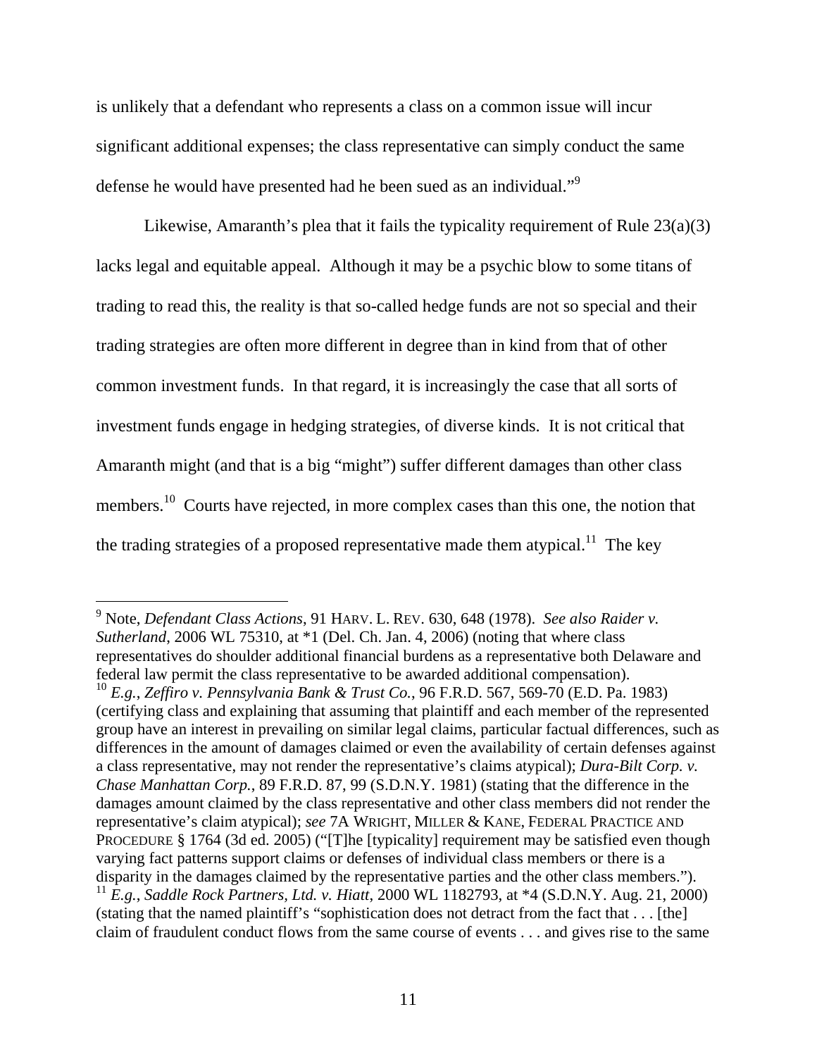is unlikely that a defendant who represents a class on a common issue will incur significant additional expenses; the class representative can simply conduct the same defense he would have presented had he been sued as an individual."[9]

Likewise, Amaranth's plea that it fails the typicality requirement of Rule 23(a)(3) lacks legal and equitable appeal. Although it may be a psychic blow to some titans of trading to read this, the reality is that so-called hedge funds are not so special and their trading strategies are often more different in degree than in kind from that of other common investment funds. In that regard, it is increasingly the case that all sorts of investment funds engage in hedging strategies, of diverse kinds. It is not critical that Amaranth might (and that is a big "might") suffer different damages than other class members.[10] Courts have rejected, in more complex cases than this one, the notion that the trading strategies of a proposed representative made them atypical.[11] The key

---

[9] Note, *Defendant Class Actions*, 91 HARV. L. REV. 630, 648 (1978). *See also Raider v. Sutherland*, 2006 WL 75310, at *1 (Del. Ch. Jan. 4, 2006) (noting that where class representatives do shoulder additional financial burdens as a representative both Delaware and federal law permit the class representative to be awarded additional compensation).

[10] *E.g.*, *Zeffiro v. Pennsylvania Bank & Trust Co.*, 96 F.R.D. 567, 569-70 (E.D. Pa. 1983) (certifying class and explaining that assuming that plaintiff and each member of the represented group have an interest in prevailing on similar legal claims, particular factual differences, such as differences in the amount of damages claimed or even the availability of certain defenses against a class representative, may not render the representative's claims atypical); *Dura-Bilt Corp. v. Chase Manhattan Corp.*, 89 F.R.D. 87, 99 (S.D.N.Y. 1981) (stating that the difference in the damages amount claimed by the class representative and other class members did not render the representative's claim atypical); *see* 7A WRIGHT, MILLER & KANE, FEDERAL PRACTICE AND PROCEDURE § 1764 (3d ed. 2005) ("[T]he [typicality] requirement may be satisfied even though varying fact patterns support claims or defenses of individual class members or there is a disparity in the damages claimed by the representative parties and the other class members.").

[11] *E.g.*, *Saddle Rock Partners, Ltd. v. Hiatt*, 2000 WL 1182793, at *4 (S.D.N.Y. Aug. 21, 2000) (stating that the named plaintiff's "sophistication does not detract from the fact that . . . [the] claim of fraudulent conduct flows from the same course of events . . . and gives rise to the same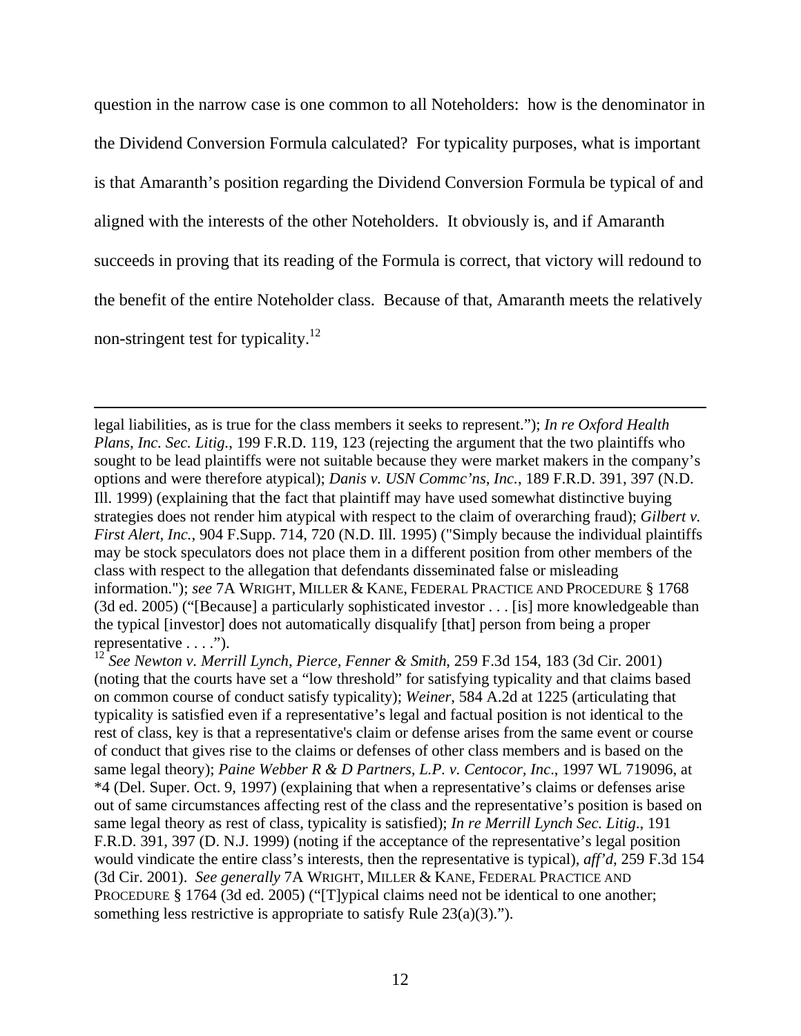question in the narrow case is one common to all Noteholders: how is the denominator in the Dividend Conversion Formula calculated? For typicality purposes, what is important is that Amaranth's position regarding the Dividend Conversion Formula be typical of and aligned with the interests of the other Noteholders. It obviously is, and if Amaranth succeeds in proving that its reading of the Formula is correct, that victory will redound to the benefit of the entire Noteholder class. Because of that, Amaranth meets the relatively non-stringent test for typicality.[12]

---

legal liabilities, as is true for the class members it seeks to represent."); *In re Oxford Health Plans, Inc. Sec. Litig.*, 199 F.R.D. 119, 123 (rejecting the argument that the two plaintiffs who sought to be lead plaintiffs were not suitable because they were market makers in the company's options and were therefore atypical); *Danis v. USN Commc'ns, Inc.*, 189 F.R.D. 391, 397 (N.D. Ill. 1999) (explaining that the fact that plaintiff may have used somewhat distinctive buying strategies does not render him atypical with respect to the claim of overarching fraud); *Gilbert v. First Alert, Inc.*, 904 F.Supp. 714, 720 (N.D. Ill. 1995) ("Simply because the individual plaintiffs may be stock speculators does not place them in a different position from other members of the class with respect to the allegation that defendants disseminated false or misleading information."); *see* 7A WRIGHT, MILLER & KANE, FEDERAL PRACTICE AND PROCEDURE § 1768 (3d ed. 2005) ("[Because] a particularly sophisticated investor . . . [is] more knowledgeable than the typical [investor] does not automatically disqualify [that] person from being a proper representative . . . .").

[12] *See Newton v. Merrill Lynch, Pierce, Fenner & Smith*, 259 F.3d 154, 183 (3d Cir. 2001) (noting that the courts have set a "low threshold" for satisfying typicality and that claims based on common course of conduct satisfy typicality); *Weiner*, 584 A.2d at 1225 (articulating that typicality is satisfied even if a representative's legal and factual position is not identical to the rest of class, key is that a representative's claim or defense arises from the same event or course of conduct that gives rise to the claims or defenses of other class members and is based on the same legal theory); *Paine Webber R & D Partners, L.P. v. Centocor, Inc*., 1997 WL 719096, at *4 (Del. Super. Oct. 9, 1997) (explaining that when a representative's claims or defenses arise out of same circumstances affecting rest of the class and the representative's position is based on same legal theory as rest of class, typicality is satisfied); *In re Merrill Lynch Sec. Litig*., 191 F.R.D. 391, 397 (D. N.J. 1999) (noting if the acceptance of the representative's legal position would vindicate the entire class's interests, then the representative is typical), *aff'd*, 259 F.3d 154 (3d Cir. 2001). *See generally* 7A WRIGHT, MILLER & KANE, FEDERAL PRACTICE AND PROCEDURE § 1764 (3d ed. 2005) ("[T]ypical claims need not be identical to one another; something less restrictive is appropriate to satisfy Rule 23(a)(3).").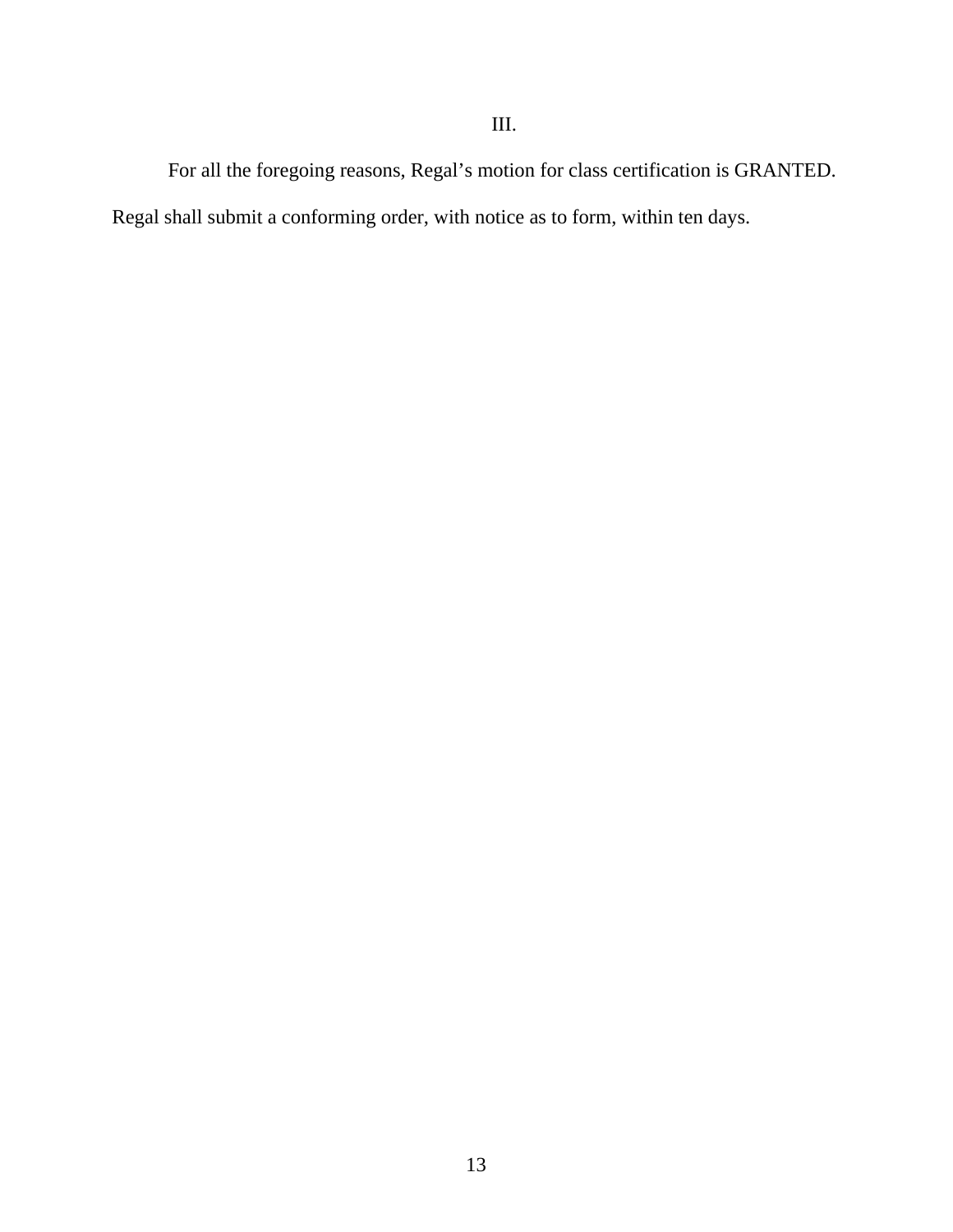## III.

For all the foregoing reasons, Regal's motion for class certification is GRANTED. Regal shall submit a conforming order, with notice as to form, within ten days.